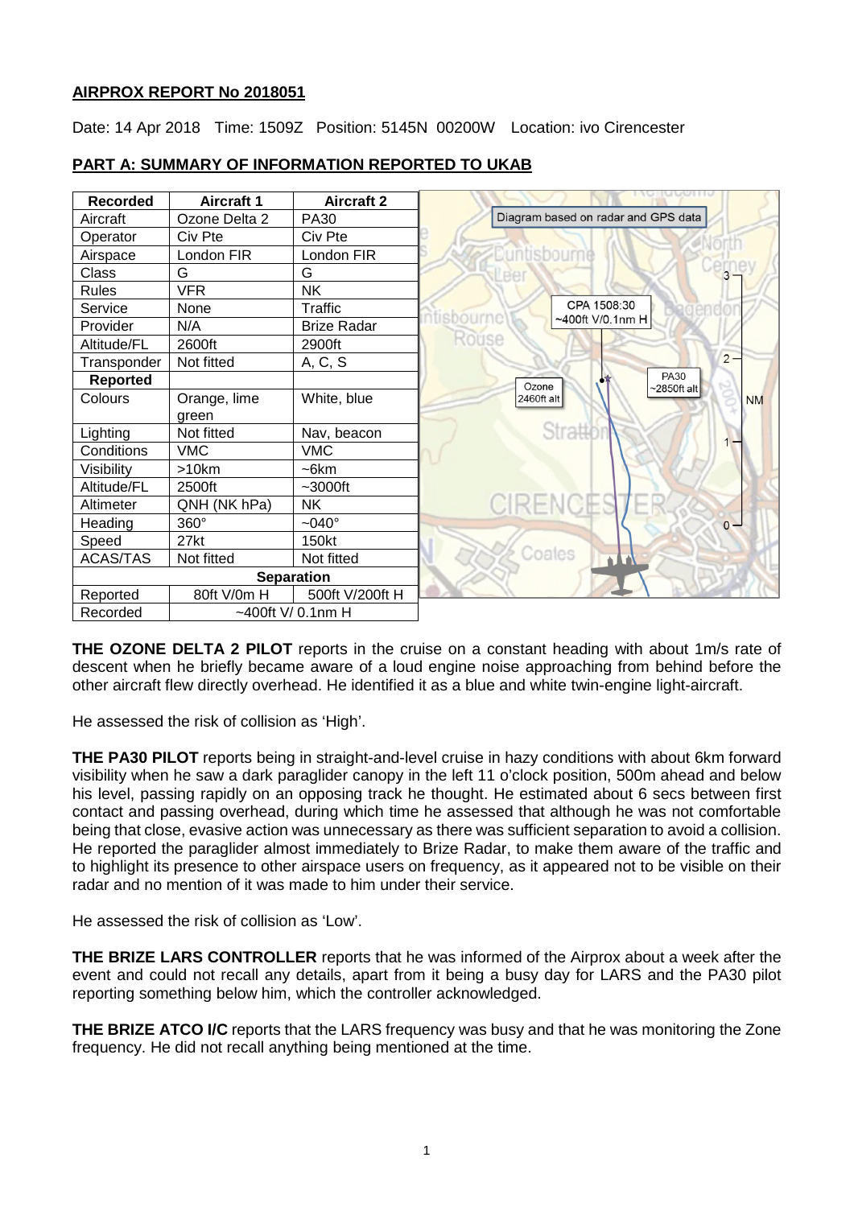**AIRPROX REPORT No 2018051**

Date: 14 Apr 2018 Time: 1509Z Position: 5145N 00200W Location: ivo Cirencester

**PART A: SUMMARY OF INFORMATION REPORTED TO UKAB**

| Recorded | Aircraft 1 | Aircraft 2 |
|---|---|---|
| Aircraft | Ozone Delta 2 | PA30 |
| Operator | Civ Pte | Civ Pte |
| Airspace | London FIR | London FIR |
| Class | G | G |
| Rules | VFR | NK |
| Service | None | Traffic |
| Provider | N/A | Brize Radar |
| Altitude/FL | 2600ft | 2900ft |
| Transponder | Not fitted | A, C, S |
| **Reported** | | |
| Colours | Orange, lime green | White, blue |
| Lighting | Not fitted | Nav, beacon |
| Conditions | VMC | VMC |
| Visibility | >10km | ~6km |
| Altitude/FL | 2500ft | ~3000ft |
| Altimeter | QNH (NK hPa) | NK |
| Heading | 360° | ~040° |
| Speed | 27kt | 150kt |
| ACAS/TAS | Not fitted | Not fitted |
| **Separation** | | |
| Reported | 80ft V/0m H | 500ft V/200ft H |
| Recorded | ~400ft V/ 0.1nm H | |

Diagram based on radar and GPS data

CPA 1508:30 ~400ft V/0.1nm H

Ozone 2460ft alt

PA30 ~2850ft alt

**THE OZONE DELTA 2 PILOT** reports in the cruise on a constant heading with about 1m/s rate of descent when he briefly became aware of a loud engine noise approaching from behind before the other aircraft flew directly overhead. He identified it as a blue and white twin-engine light-aircraft.

He assessed the risk of collision as 'High'.

**THE PA30 PILOT** reports being in straight-and-level cruise in hazy conditions with about 6km forward visibility when he saw a dark paraglider canopy in the left 11 o'clock position, 500m ahead and below his level, passing rapidly on an opposing track he thought. He estimated about 6 secs between first contact and passing overhead, during which time he assessed that although he was not comfortable being that close, evasive action was unnecessary as there was sufficient separation to avoid a collision. He reported the paraglider almost immediately to Brize Radar, to make them aware of the traffic and to highlight its presence to other airspace users on frequency, as it appeared not to be visible on their radar and no mention of it was made to him under their service.

He assessed the risk of collision as 'Low'.

**THE BRIZE LARS CONTROLLER** reports that he was informed of the Airprox about a week after the event and could not recall any details, apart from it being a busy day for LARS and the PA30 pilot reporting something below him, which the controller acknowledged.

**THE BRIZE ATCO I/C** reports that the LARS frequency was busy and that he was monitoring the Zone frequency. He did not recall anything being mentioned at the time.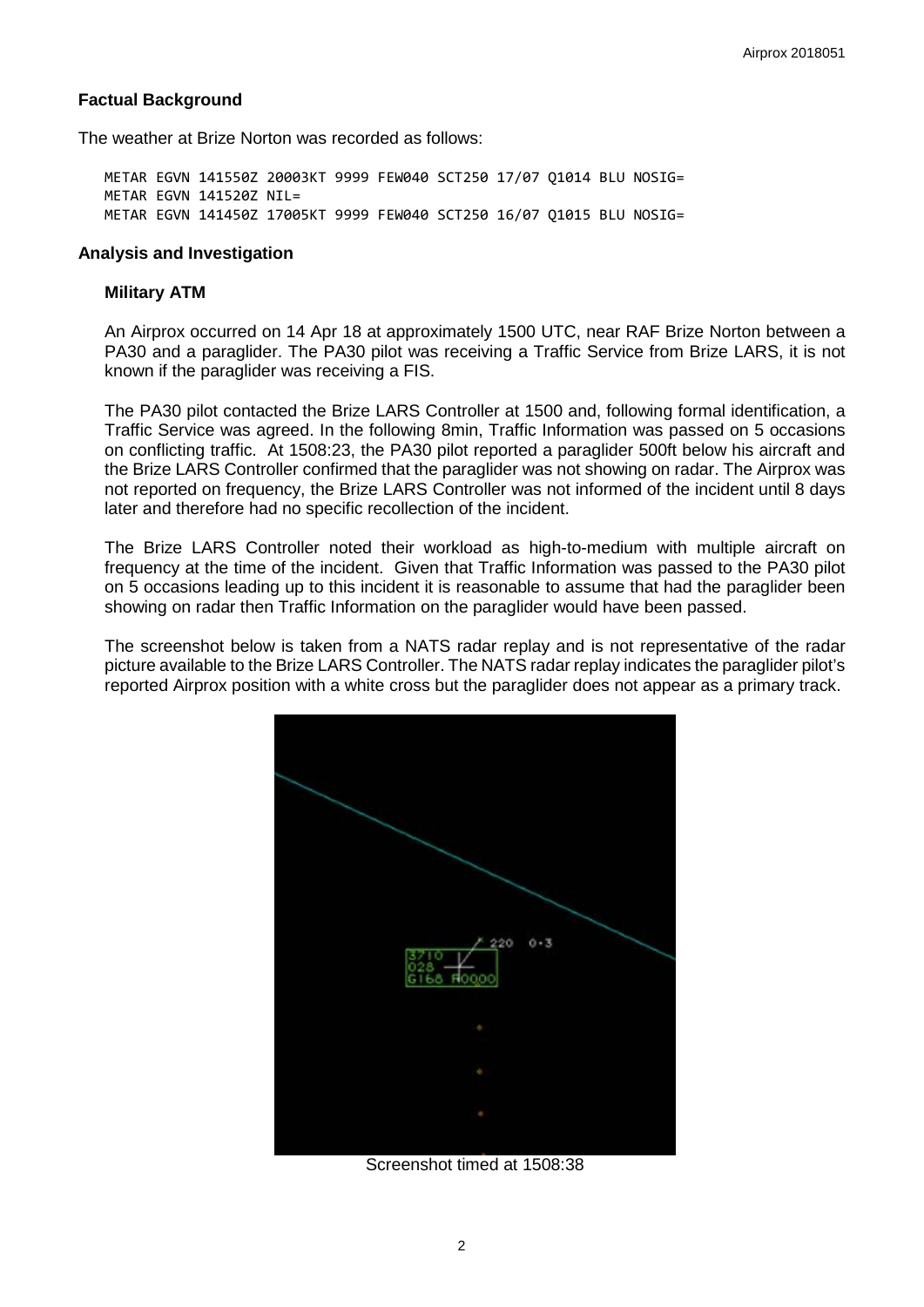## Factual Background

The weather at Brize Norton was recorded as follows:

```
METAR EGVN 141550Z 20003KT 9999 FEW040 SCT250 17/07 Q1014 BLU NOSIG=
METAR EGVN 141520Z NIL=
METAR EGVN 141450Z 17005KT 9999 FEW040 SCT250 16/07 Q1015 BLU NOSIG=
```

## Analysis and Investigation

### Military ATM

An Airprox occurred on 14 Apr 18 at approximately 1500 UTC, near RAF Brize Norton between a PA30 and a paraglider. The PA30 pilot was receiving a Traffic Service from Brize LARS, it is not known if the paraglider was receiving a FIS.

The PA30 pilot contacted the Brize LARS Controller at 1500 and, following formal identification, a Traffic Service was agreed. In the following 8min, Traffic Information was passed on 5 occasions on conflicting traffic. At 1508:23, the PA30 pilot reported a paraglider 500ft below his aircraft and the Brize LARS Controller confirmed that the paraglider was not showing on radar. The Airprox was not reported on frequency, the Brize LARS Controller was not informed of the incident until 8 days later and therefore had no specific recollection of the incident.

The Brize LARS Controller noted their workload as high-to-medium with multiple aircraft on frequency at the time of the incident. Given that Traffic Information was passed to the PA30 pilot on 5 occasions leading up to this incident it is reasonable to assume that had the paraglider been showing on radar then Traffic Information on the paraglider would have been passed.

The screenshot below is taken from a NATS radar replay and is not representative of the radar picture available to the Brize LARS Controller. The NATS radar replay indicates the paraglider pilot's reported Airprox position with a white cross but the paraglider does not appear as a primary track.

Screenshot timed at 1508:38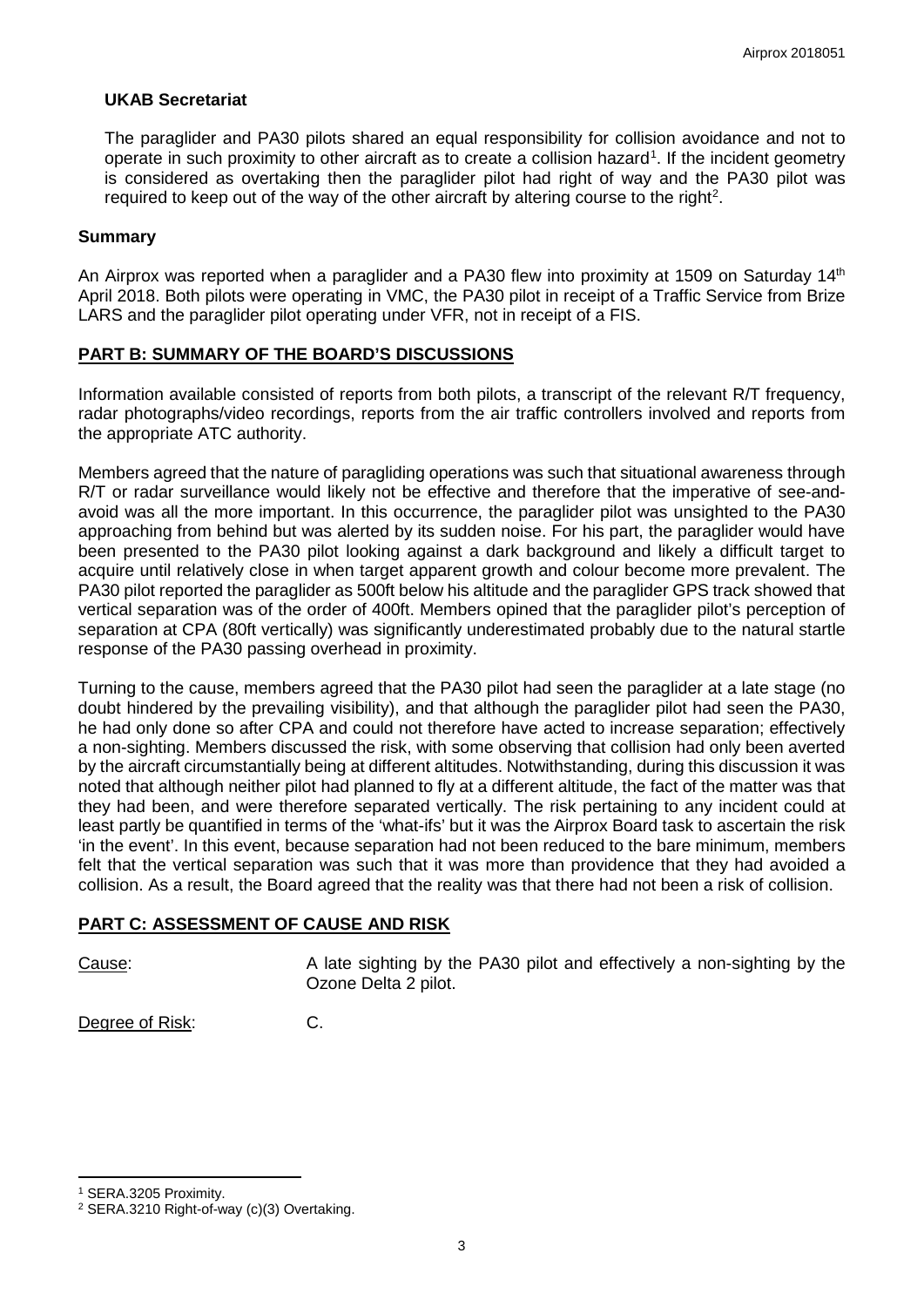### UKAB Secretariat

The paraglider and PA30 pilots shared an equal responsibility for collision avoidance and not to operate in such proximity to other aircraft as to create a collision hazard[1]. If the incident geometry is considered as overtaking then the paraglider pilot had right of way and the PA30 pilot was required to keep out of the way of the other aircraft by altering course to the right[2].

### Summary

An Airprox was reported when a paraglider and a PA30 flew into proximity at 1509 on Saturday 14th April 2018. Both pilots were operating in VMC, the PA30 pilot in receipt of a Traffic Service from Brize LARS and the paraglider pilot operating under VFR, not in receipt of a FIS.

## PART B: SUMMARY OF THE BOARD'S DISCUSSIONS

Information available consisted of reports from both pilots, a transcript of the relevant R/T frequency, radar photographs/video recordings, reports from the air traffic controllers involved and reports from the appropriate ATC authority.

Members agreed that the nature of paragliding operations was such that situational awareness through R/T or radar surveillance would likely not be effective and therefore that the imperative of see-and-avoid was all the more important. In this occurrence, the paraglider pilot was unsighted to the PA30 approaching from behind but was alerted by its sudden noise. For his part, the paraglider would have been presented to the PA30 pilot looking against a dark background and likely a difficult target to acquire until relatively close in when target apparent growth and colour become more prevalent. The PA30 pilot reported the paraglider as 500ft below his altitude and the paraglider GPS track showed that vertical separation was of the order of 400ft. Members opined that the paraglider pilot's perception of separation at CPA (80ft vertically) was significantly underestimated probably due to the natural startle response of the PA30 passing overhead in proximity.

Turning to the cause, members agreed that the PA30 pilot had seen the paraglider at a late stage (no doubt hindered by the prevailing visibility), and that although the paraglider pilot had seen the PA30, he had only done so after CPA and could not therefore have acted to increase separation; effectively a non-sighting. Members discussed the risk, with some observing that collision had only been averted by the aircraft circumstantially being at different altitudes. Notwithstanding, during this discussion it was noted that although neither pilot had planned to fly at a different altitude, the fact of the matter was that they had been, and were therefore separated vertically. The risk pertaining to any incident could at least partly be quantified in terms of the 'what-ifs' but it was the Airprox Board task to ascertain the risk 'in the event'. In this event, because separation had not been reduced to the bare minimum, members felt that the vertical separation was such that it was more than providence that they had avoided a collision. As a result, the Board agreed that the reality was that there had not been a risk of collision.

## PART C: ASSESSMENT OF CAUSE AND RISK

Cause: A late sighting by the PA30 pilot and effectively a non-sighting by the Ozone Delta 2 pilot.

Degree of Risk: C.

[1] SERA.3205 Proximity.

[2] SERA.3210 Right-of-way (c)(3) Overtaking.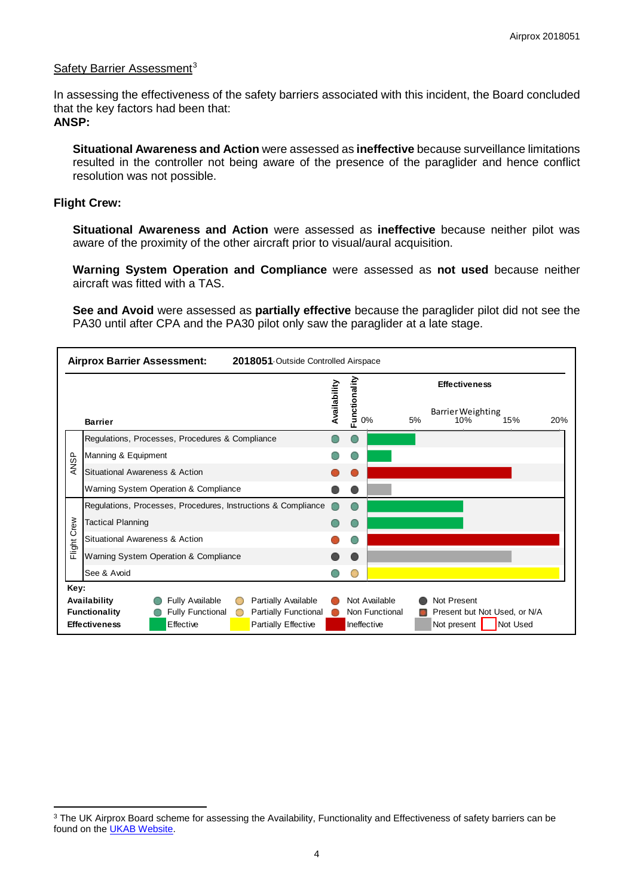Safety Barrier Assessment[3]

In assessing the effectiveness of the safety barriers associated with this incident, the Board concluded that the key factors had been that:

**ANSP:**

**Situational Awareness and Action** were assessed as **ineffective** because surveillance limitations resulted in the controller not being aware of the presence of the paraglider and hence conflict resolution was not possible.

**Flight Crew:**

**Situational Awareness and Action** were assessed as **ineffective** because neither pilot was aware of the proximity of the other aircraft prior to visual/aural acquisition.

**Warning System Operation and Compliance** were assessed as **not used** because neither aircraft was fitted with a TAS.

**See and Avoid** were assessed as **partially effective** because the paraglider pilot did not see the PA30 until after CPA and the PA30 pilot only saw the paraglider at a late stage.

**Airprox Barrier Assessment:** **2018051** Outside Controlled Airspace

Barrier
Availability
Functionality
Effectiveness
Barrier Weighting
0%
5%
10%
15%
20%

ANSP
Regulations, Processes, Procedures & Compliance
Manning & Equipment
Situational Awareness & Action
Warning System Operation & Compliance

Flight Crew
Regulations, Processes, Procedures, Instructions & Compliance
Tactical Planning
Situational Awareness & Action
Warning System Operation & Compliance
See & Avoid

Key:
Availability: Fully Available, Partially Available, Not Available, Not Present
Functionality: Fully Functional, Partially Functional, Non Functional, Present but Not Used, or N/A
Effectiveness: Effective, Partially Effective, Ineffective, Not present, Not Used

---

[3] The UK Airprox Board scheme for assessing the Availability, Functionality and Effectiveness of safety barriers can be found on the UKAB Website.